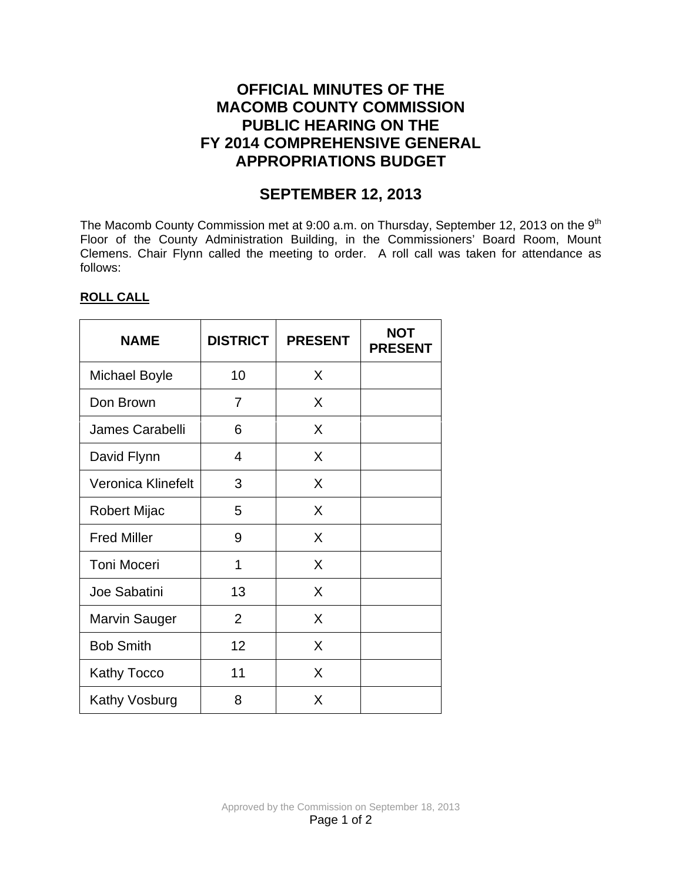# OFFICIAL MINUTES OF THE MACOMB COUNTY COMMISSION PUBLIC HEARING ON THE FY 2014 COMPREHENSIVE GENERAL APPROPRIATIONS BUDGET

## SEPTEMBER 12, 2013

The Macomb County Commission met at 9:00 a.m. on Thursday, September 12, 2013 on the 9th Floor of the County Administration Building, in the Commissioners' Board Room, Mount Clemens. Chair Flynn called the meeting to order. A roll call was taken for attendance as follows:

**ROLL CALL**

| NAME | DISTRICT | PRESENT | NOT PRESENT |
|---|---|---|---|
| Michael Boyle | 10 | X | |
| Don Brown | 7 | X | |
| James Carabelli | 6 | X | |
| David Flynn | 4 | X | |
| Veronica Klinefelt | 3 | X | |
| Robert Mijac | 5 | X | |
| Fred Miller | 9 | X | |
| Toni Moceri | 1 | X | |
| Joe Sabatini | 13 | X | |
| Marvin Sauger | 2 | X | |
| Bob Smith | 12 | X | |
| Kathy Tocco | 11 | X | |
| Kathy Vosburg | 8 | X | |

Approved by the Commission on September 18, 2013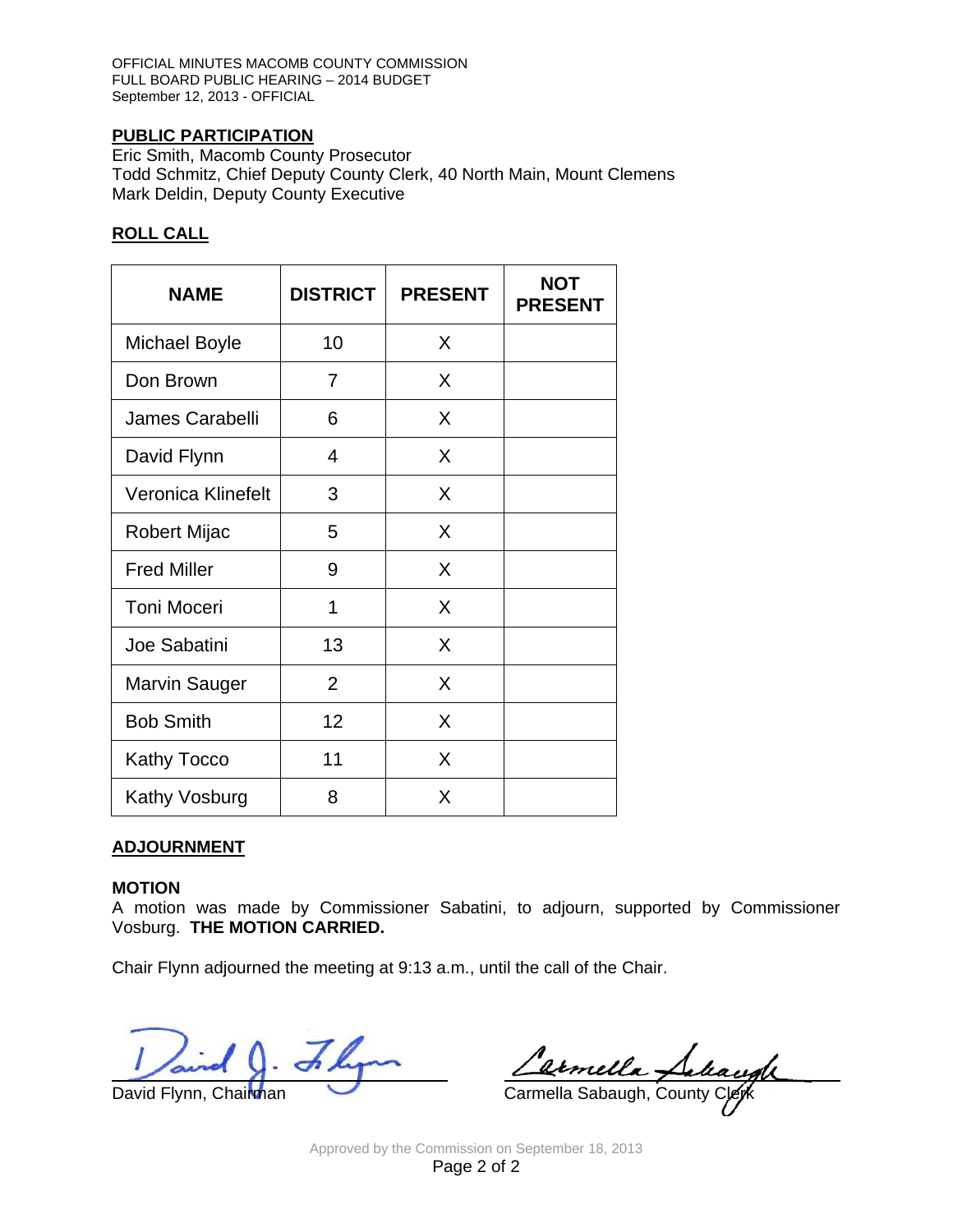## PUBLIC PARTICIPATION

Eric Smith, Macomb County Prosecutor
Todd Schmitz, Chief Deputy County Clerk, 40 North Main, Mount Clemens
Mark Deldin, Deputy County Executive

## ROLL CALL

| NAME | DISTRICT | PRESENT | NOT PRESENT |
|---|---|---|---|
| Michael Boyle | 10 | X | |
| Don Brown | 7 | X | |
| James Carabelli | 6 | X | |
| David Flynn | 4 | X | |
| Veronica Klinefelt | 3 | X | |
| Robert Mijac | 5 | X | |
| Fred Miller | 9 | X | |
| Toni Moceri | 1 | X | |
| Joe Sabatini | 13 | X | |
| Marvin Sauger | 2 | X | |
| Bob Smith | 12 | X | |
| Kathy Tocco | 11 | X | |
| Kathy Vosburg | 8 | X | |

## ADJOURNMENT

**MOTION**

A motion was made by Commissioner Sabatini, to adjourn, supported by Commissioner Vosburg. **THE MOTION CARRIED.**

Chair Flynn adjourned the meeting at 9:13 a.m., until the call of the Chair.

David Flynn, Chairman

Carmella Sabaugh, County Clerk

Approved by the Commission on September 18, 2013